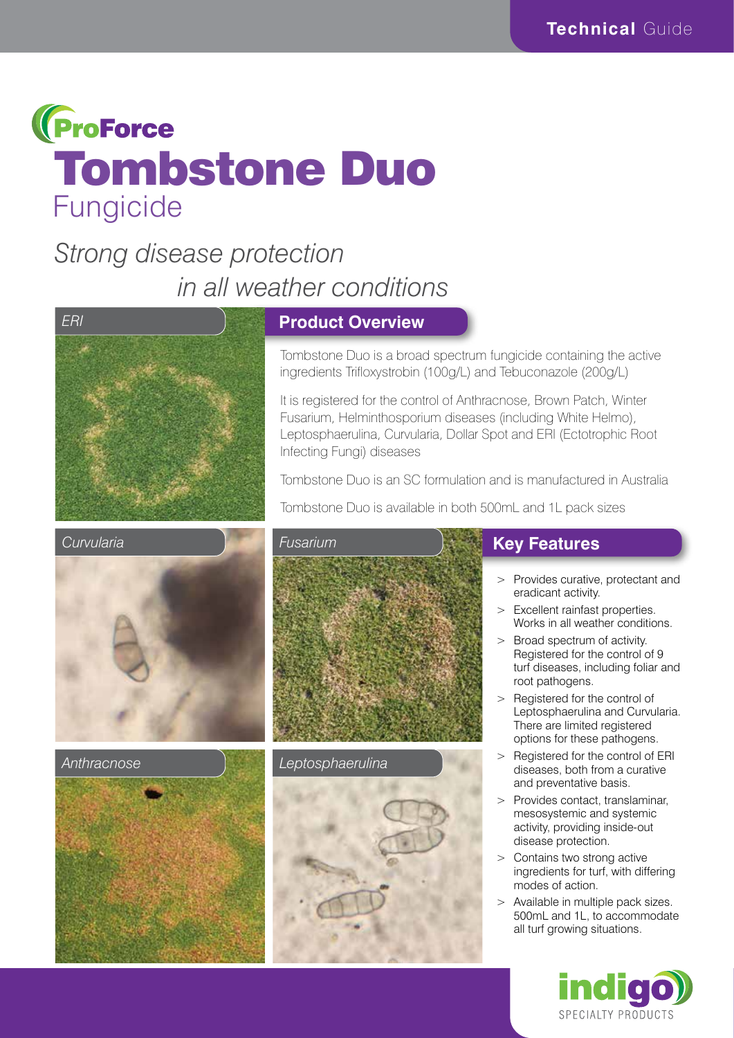Technical Guide

ProForce

# Tombstone Duo

## Fungicide

*Strong disease protection in all weather conditions*

*ERI*

## Product Overview

Tombstone Duo is a broad spectrum fungicide containing the active ingredients Trifloxystrobin (100g/L) and Tebuconazole (200g/L)

It is registered for the control of Anthracnose, Brown Patch, Winter Fusarium, Helminthosporium diseases (including White Helmo), Leptosphaerulina, Curvularia, Dollar Spot and ERI (Ectotrophic Root Infecting Fungi) diseases

Tombstone Duo is an SC formulation and is manufactured in Australia

Tombstone Duo is available in both 500mL and 1L pack sizes

*Curvularia*

*Fusarium*

*Anthracnose*

*Leptosphaerulina*

## Key Features

- Provides curative, protectant and eradicant activity.
- Excellent rainfast properties. Works in all weather conditions.
- Broad spectrum of activity. Registered for the control of 9 turf diseases, including foliar and root pathogens.
- Registered for the control of Leptosphaerulina and Curvularia. There are limited registered options for these pathogens.
- Registered for the control of ERI diseases, both from a curative and preventative basis.
- Provides contact, translaminar, mesosystemic and systemic activity, providing inside-out disease protection.
- Contains two strong active ingredients for turf, with differing modes of action.
- Available in multiple pack sizes. 500mL and 1L, to accommodate all turf growing situations.

indigo SPECIALTY PRODUCTS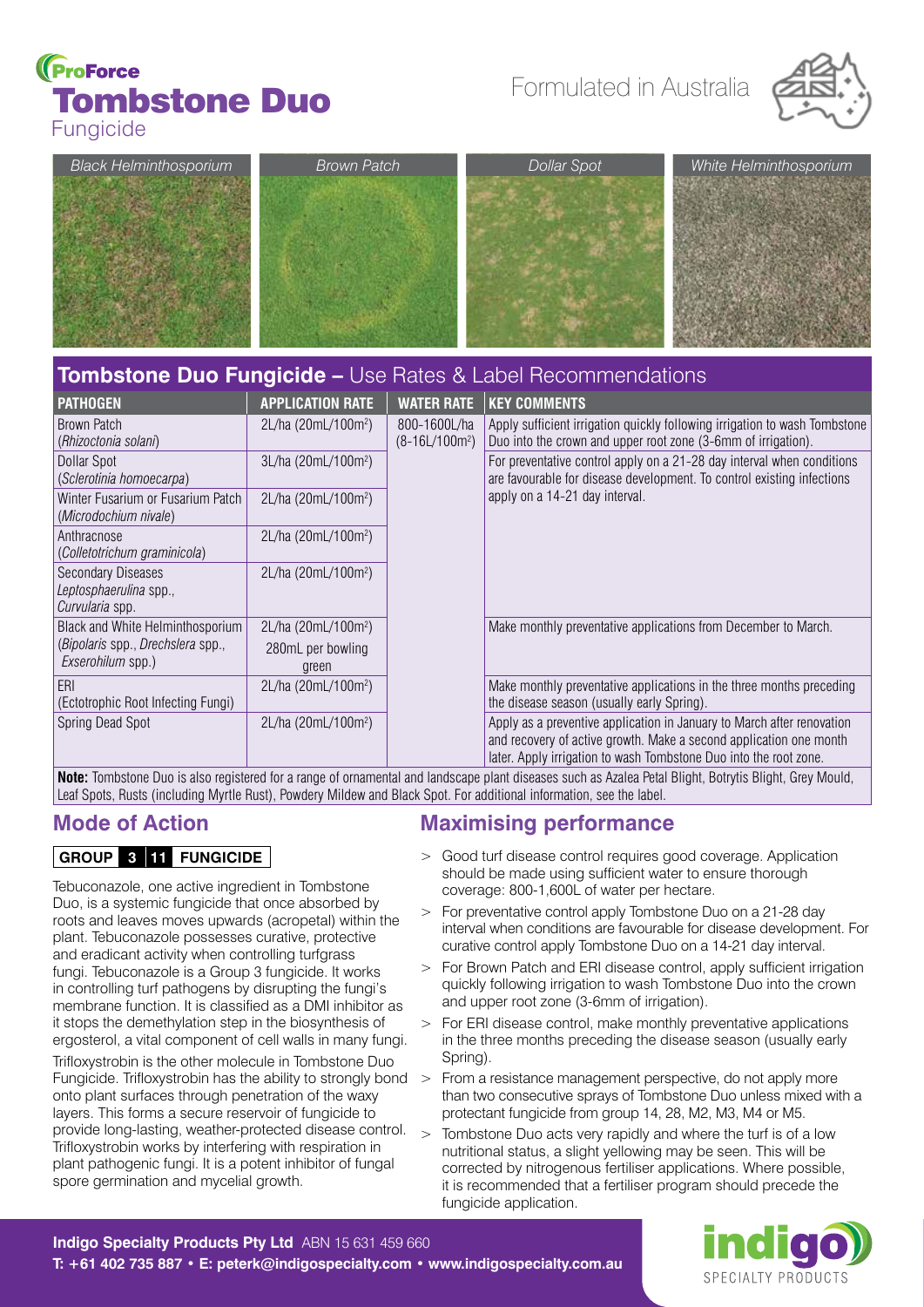ProForce

# Tombstone Duo

Fungicide

Formulated in Australia

*Black Helminthosporium* | *Brown Patch* | *Dollar Spot* | *White Helminthosporium*

## Tombstone Duo Fungicide – Use Rates & Label Recommendations

| PATHOGEN | APPLICATION RATE | WATER RATE | KEY COMMENTS |
|---|---|---|---|
| Brown Patch (*Rhizoctonia solani*) | 2L/ha (20mL/100m$^2$) | 800-1600L/ha (8-16L/100m$^2$) | Apply sufficient irrigation quickly following irrigation to wash Tombstone Duo into the crown and upper root zone (3-6mm of irrigation). |
| Dollar Spot (*Sclerotinia homoecarpa*) | 3L/ha (20mL/100m$^2$) | | For preventative control apply on a 21-28 day interval when conditions are favourable for disease development. To control existing infections apply on a 14-21 day interval. |
| Winter Fusarium or Fusarium Patch (*Microdochium nivale*) | 2L/ha (20mL/100m$^2$) | | |
| Anthracnose (*Colletotrichum graminicola*) | 2L/ha (20mL/100m$^2$) | | |
| Secondary Diseases *Leptosphaerulina* spp., *Curvularia* spp. | 2L/ha (20mL/100m$^2$) | | |
| Black and White Helminthosporium (*Bipolaris* spp., *Drechslera* spp., *Exserohilum* spp.) | 2L/ha (20mL/100m$^2$) 280mL per bowling green | | Make monthly preventative applications from December to March. |
| ERI (Ectotrophic Root Infecting Fungi) | 2L/ha (20mL/100m$^2$) | | Make monthly preventative applications in the three months preceding the disease season (usually early Spring). |
| Spring Dead Spot | 2L/ha (20mL/100m$^2$) | | Apply as a preventive application in January to March after renovation and recovery of active growth. Make a second application one month later. Apply irrigation to wash Tombstone Duo into the root zone. |

**Note:** Tombstone Duo is also registered for a range of ornamental and landscape plant diseases such as Azalea Petal Blight, Botrytis Blight, Grey Mould, Leaf Spots, Rusts (including Myrtle Rust), Powdery Mildew and Black Spot. For additional information, see the label.

## Mode of Action

**GROUP 3 11 FUNGICIDE**

Tebuconazole, one active ingredient in Tombstone Duo, is a systemic fungicide that once absorbed by roots and leaves moves upwards (acropetal) within the plant. Tebuconazole possesses curative, protective and eradicant activity when controlling turfgrass fungi. Tebuconazole is a Group 3 fungicide. It works in controlling turf pathogens by disrupting the fungi's membrane function. It is classified as a DMI inhibitor as it stops the demethylation step in the biosynthesis of ergosterol, a vital component of cell walls in many fungi.

Trifloxystrobin is the other molecule in Tombstone Duo Fungicide. Trifloxystrobin has the ability to strongly bond onto plant surfaces through penetration of the waxy layers. This forms a secure reservoir of fungicide to provide long-lasting, weather-protected disease control. Trifloxystrobin works by interfering with respiration in plant pathogenic fungi. It is a potent inhibitor of fungal spore germination and mycelial growth.

## Maximising performance

> Good turf disease control requires good coverage. Application should be made using sufficient water to ensure thorough coverage: 800-1,600L of water per hectare.

> For preventative control apply Tombstone Duo on a 21-28 day interval when conditions are favourable for disease development. For curative control apply Tombstone Duo on a 14-21 day interval.

> For Brown Patch and ERI disease control, apply sufficient irrigation quickly following irrigation to wash Tombstone Duo into the crown and upper root zone (3-6mm of irrigation).

> For ERI disease control, make monthly preventative applications in the three months preceding the disease season (usually early Spring).

> From a resistance management perspective, do not apply more than two consecutive sprays of Tombstone Duo unless mixed with a protectant fungicide from group 14, 28, M2, M3, M4 or M5.

> Tombstone Duo acts very rapidly and where the turf is of a low nutritional status, a slight yellowing may be seen. This will be corrected by nitrogenous fertiliser applications. Where possible, it is recommended that a fertiliser program should precede the fungicide application.

**Indigo Specialty Products Pty Ltd** ABN 15 631 459 660
**T: +61 402 735 887 • E: peterk@indigospecialty.com • www.indigospecialty.com.au**

indigo SPECIALTY PRODUCTS